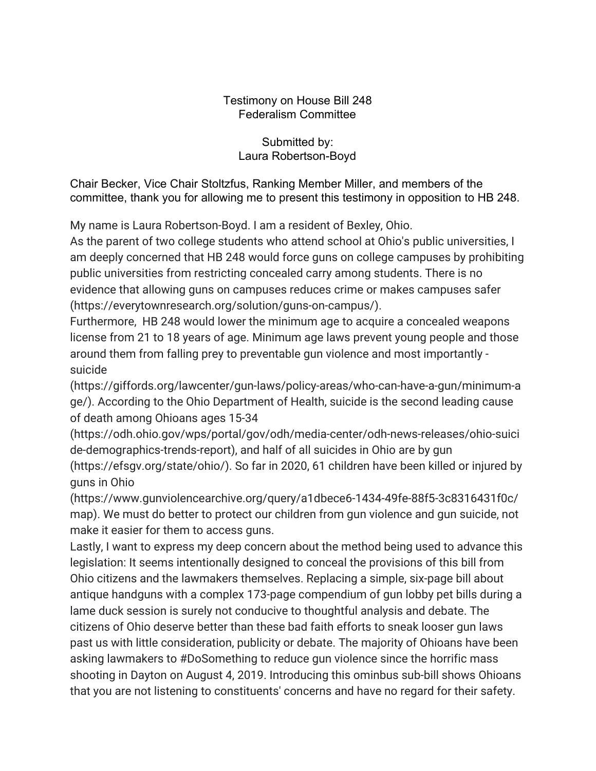Testimony on House Bill 248
Federalism Committee

Submitted by:
Laura Robertson-Boyd

Chair Becker, Vice Chair Stoltzfus, Ranking Member Miller, and members of the committee, thank you for allowing me to present this testimony in opposition to HB 248.

My name is Laura Robertson-Boyd. I am a resident of Bexley, Ohio.

As the parent of two college students who attend school at Ohio's public universities, I am deeply concerned that HB 248 would force guns on college campuses by prohibiting public universities from restricting concealed carry among students. There is no evidence that allowing guns on campuses reduces crime or makes campuses safer (https://everytownresearch.org/solution/guns-on-campus/).

Furthermore, HB 248 would lower the minimum age to acquire a concealed weapons license from 21 to 18 years of age. Minimum age laws prevent young people and those around them from falling prey to preventable gun violence and most importantly - suicide (https://giffords.org/lawcenter/gun-laws/policy-areas/who-can-have-a-gun/minimum-age/). According to the Ohio Department of Health, suicide is the second leading cause of death among Ohioans ages 15-34 (https://odh.ohio.gov/wps/portal/gov/odh/media-center/odh-news-releases/ohio-suicide-demographics-trends-report), and half of all suicides in Ohio are by gun (https://efsgv.org/state/ohio/). So far in 2020, 61 children have been killed or injured by guns in Ohio (https://www.gunviolencearchive.org/query/a1dbece6-1434-49fe-88f5-3c8316431f0c/map). We must do better to protect our children from gun violence and gun suicide, not make it easier for them to access guns.

Lastly, I want to express my deep concern about the method being used to advance this legislation: It seems intentionally designed to conceal the provisions of this bill from Ohio citizens and the lawmakers themselves. Replacing a simple, six-page bill about antique handguns with a complex 173-page compendium of gun lobby pet bills during a lame duck session is surely not conducive to thoughtful analysis and debate. The citizens of Ohio deserve better than these bad faith efforts to sneak looser gun laws past us with little consideration, publicity or debate. The majority of Ohioans have been asking lawmakers to #DoSomething to reduce gun violence since the horrific mass shooting in Dayton on August 4, 2019. Introducing this omnibus sub-bill shows Ohioans that you are not listening to constituents' concerns and have no regard for their safety.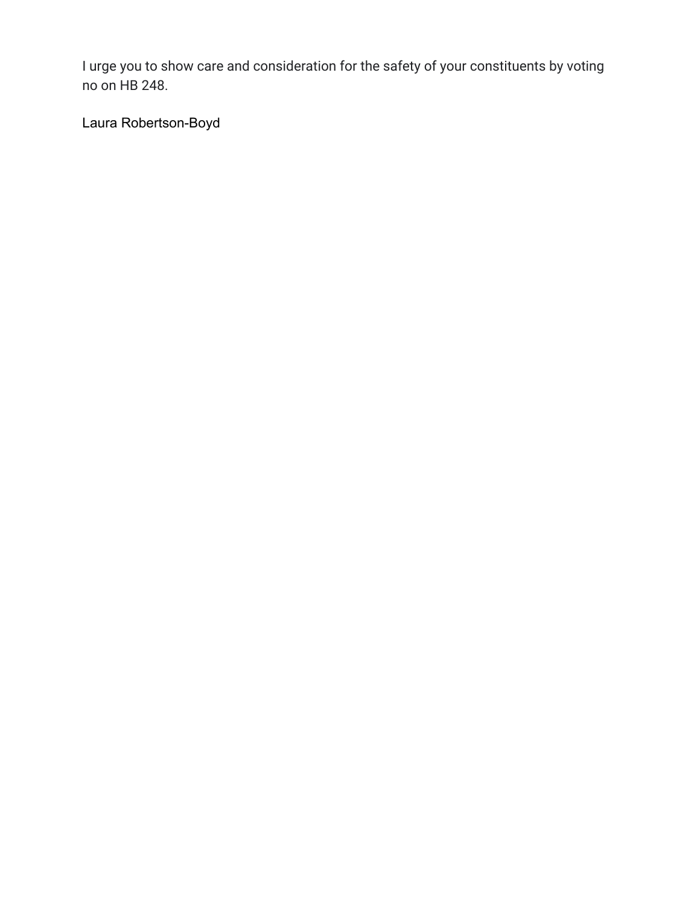I urge you to show care and consideration for the safety of your constituents by voting no on HB 248.

Laura Robertson-Boyd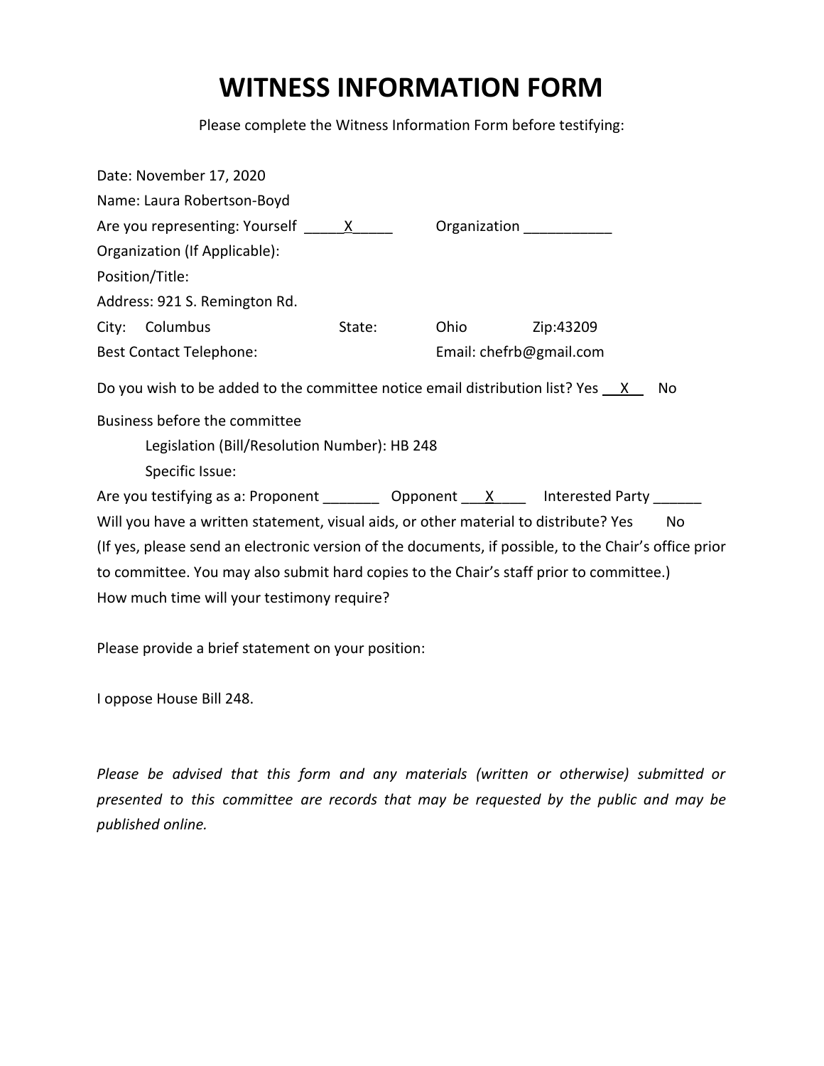# WITNESS INFORMATION FORM

Please complete the Witness Information Form before testifying:

Date: November 17, 2020

Name: Laura Robertson-Boyd

Are you representing: Yourself _____X_____ Organization ___________

Organization (If Applicable):

Position/Title:

Address: 921 S. Remington Rd.

City: Columbus State: Ohio Zip:43209

Best Contact Telephone: Email: chefrb@gmail.com

Do you wish to be added to the committee notice email distribution list? Yes __X__ No

Business before the committee

Legislation (Bill/Resolution Number): HB 248

Specific Issue:

Are you testifying as a: Proponent _______ Opponent ___X____ Interested Party ______

Will you have a written statement, visual aids, or other material to distribute? Yes No

(If yes, please send an electronic version of the documents, if possible, to the Chair's office prior to committee. You may also submit hard copies to the Chair's staff prior to committee.)

How much time will your testimony require?

Please provide a brief statement on your position:

I oppose House Bill 248.

*Please be advised that this form and any materials (written or otherwise) submitted or presented to this committee are records that may be requested by the public and may be published online.*